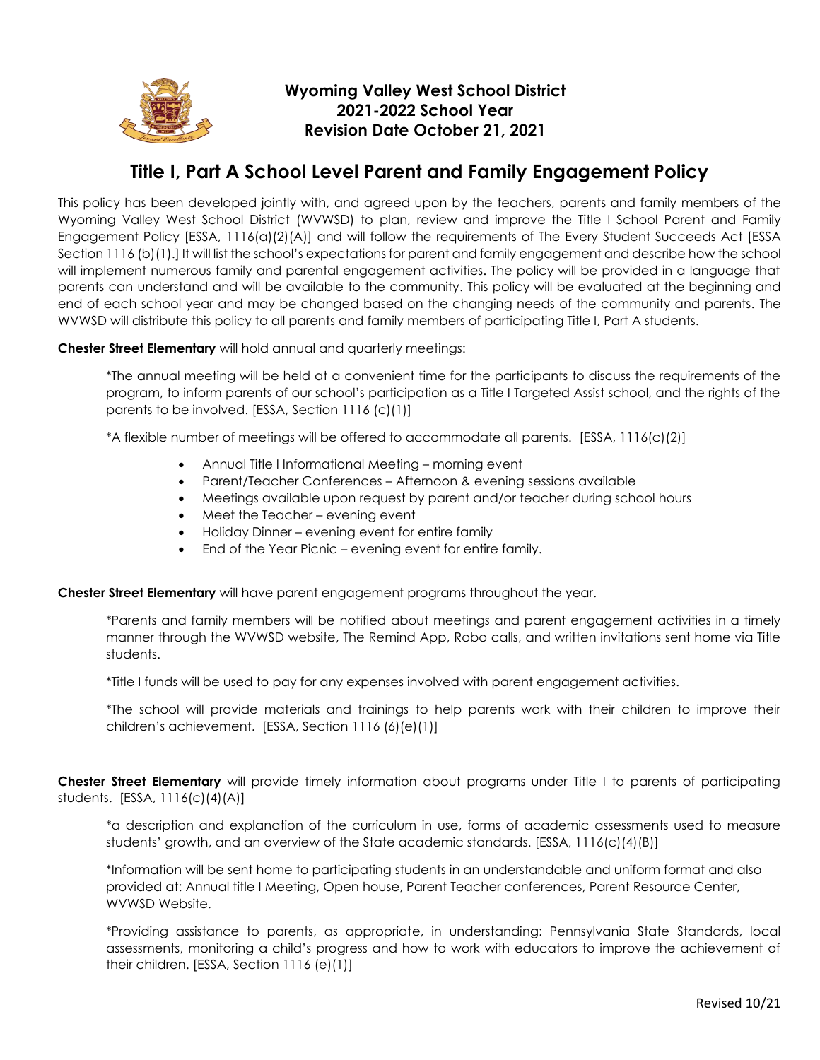**Wyoming Valley West School District**
**2021-2022 School Year**
**Revision Date October 21, 2021**

# Title I, Part A School Level Parent and Family Engagement Policy

This policy has been developed jointly with, and agreed upon by the teachers, parents and family members of the Wyoming Valley West School District (WVWSD) to plan, review and improve the Title I School Parent and Family Engagement Policy [ESSA, 1116(a)(2)(A)] and will follow the requirements of The Every Student Succeeds Act [ESSA Section 1116 (b)(1).] It will list the school's expectations for parent and family engagement and describe how the school will implement numerous family and parental engagement activities. The policy will be provided in a language that parents can understand and will be available to the community. This policy will be evaluated at the beginning and end of each school year and may be changed based on the changing needs of the community and parents. The WVWSD will distribute this policy to all parents and family members of participating Title I, Part A students.

**Chester Street Elementary** will hold annual and quarterly meetings:

*The annual meeting will be held at a convenient time for the participants to discuss the requirements of the program, to inform parents of our school's participation as a Title I Targeted Assist school, and the rights of the parents to be involved. [ESSA, Section 1116 (c)(1)]

*A flexible number of meetings will be offered to accommodate all parents. [ESSA, 1116(c)(2)]

- Annual Title I Informational Meeting – morning event
- Parent/Teacher Conferences – Afternoon & evening sessions available
- Meetings available upon request by parent and/or teacher during school hours
- Meet the Teacher – evening event
- Holiday Dinner – evening event for entire family
- End of the Year Picnic – evening event for entire family.

**Chester Street Elementary** will have parent engagement programs throughout the year.

*Parents and family members will be notified about meetings and parent engagement activities in a timely manner through the WVWSD website, The Remind App, Robo calls, and written invitations sent home via Title students.

*Title I funds will be used to pay for any expenses involved with parent engagement activities.

*The school will provide materials and trainings to help parents work with their children to improve their children's achievement. [ESSA, Section 1116 (6)(e)(1)]

**Chester Street Elementary** will provide timely information about programs under Title I to parents of participating students. [ESSA, 1116(c)(4)(A)]

*a description and explanation of the curriculum in use, forms of academic assessments used to measure students' growth, and an overview of the State academic standards. [ESSA, 1116(c)(4)(B)]

*Information will be sent home to participating students in an understandable and uniform format and also provided at: Annual title I Meeting, Open house, Parent Teacher conferences, Parent Resource Center, WVWSD Website.

*Providing assistance to parents, as appropriate, in understanding: Pennsylvania State Standards, local assessments, monitoring a child's progress and how to work with educators to improve the achievement of their children. [ESSA, Section 1116 (e)(1)]

Revised 10/21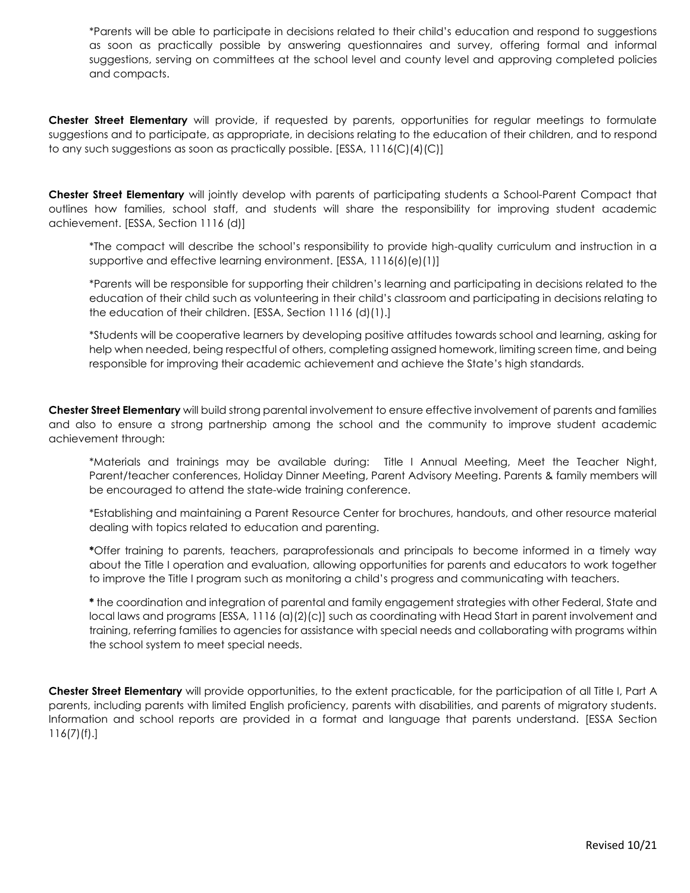*Parents will be able to participate in decisions related to their child's education and respond to suggestions as soon as practically possible by answering questionnaires and survey, offering formal and informal suggestions, serving on committees at the school level and county level and approving completed policies and compacts.

**Chester Street Elementary** will provide, if requested by parents, opportunities for regular meetings to formulate suggestions and to participate, as appropriate, in decisions relating to the education of their children, and to respond to any such suggestions as soon as practically possible. [ESSA, 1116(C)(4)(C)]

**Chester Street Elementary** will jointly develop with parents of participating students a School-Parent Compact that outlines how families, school staff, and students will share the responsibility for improving student academic achievement. [ESSA, Section 1116 (d)]

*The compact will describe the school's responsibility to provide high-quality curriculum and instruction in a supportive and effective learning environment. [ESSA, 1116(6)(e)(1)]

*Parents will be responsible for supporting their children's learning and participating in decisions related to the education of their child such as volunteering in their child's classroom and participating in decisions relating to the education of their children. [ESSA, Section 1116 (d)(1).]

*Students will be cooperative learners by developing positive attitudes towards school and learning, asking for help when needed, being respectful of others, completing assigned homework, limiting screen time, and being responsible for improving their academic achievement and achieve the State's high standards.

**Chester Street Elementary** will build strong parental involvement to ensure effective involvement of parents and families and also to ensure a strong partnership among the school and the community to improve student academic achievement through:

*Materials and trainings may be available during: Title I Annual Meeting, Meet the Teacher Night, Parent/teacher conferences, Holiday Dinner Meeting, Parent Advisory Meeting. Parents & family members will be encouraged to attend the state-wide training conference.

*Establishing and maintaining a Parent Resource Center for brochures, handouts, and other resource material dealing with topics related to education and parenting.

**\***Offer training to parents, teachers, paraprofessionals and principals to become informed in a timely way about the Title I operation and evaluation, allowing opportunities for parents and educators to work together to improve the Title I program such as monitoring a child's progress and communicating with teachers.

**\*** the coordination and integration of parental and family engagement strategies with other Federal, State and local laws and programs [ESSA, 1116 (a)(2)(c)] such as coordinating with Head Start in parent involvement and training, referring families to agencies for assistance with special needs and collaborating with programs within the school system to meet special needs.

**Chester Street Elementary** will provide opportunities, to the extent practicable, for the participation of all Title I, Part A parents, including parents with limited English proficiency, parents with disabilities, and parents of migratory students. Information and school reports are provided in a format and language that parents understand. [ESSA Section 116(7)(f).]

Revised 10/21